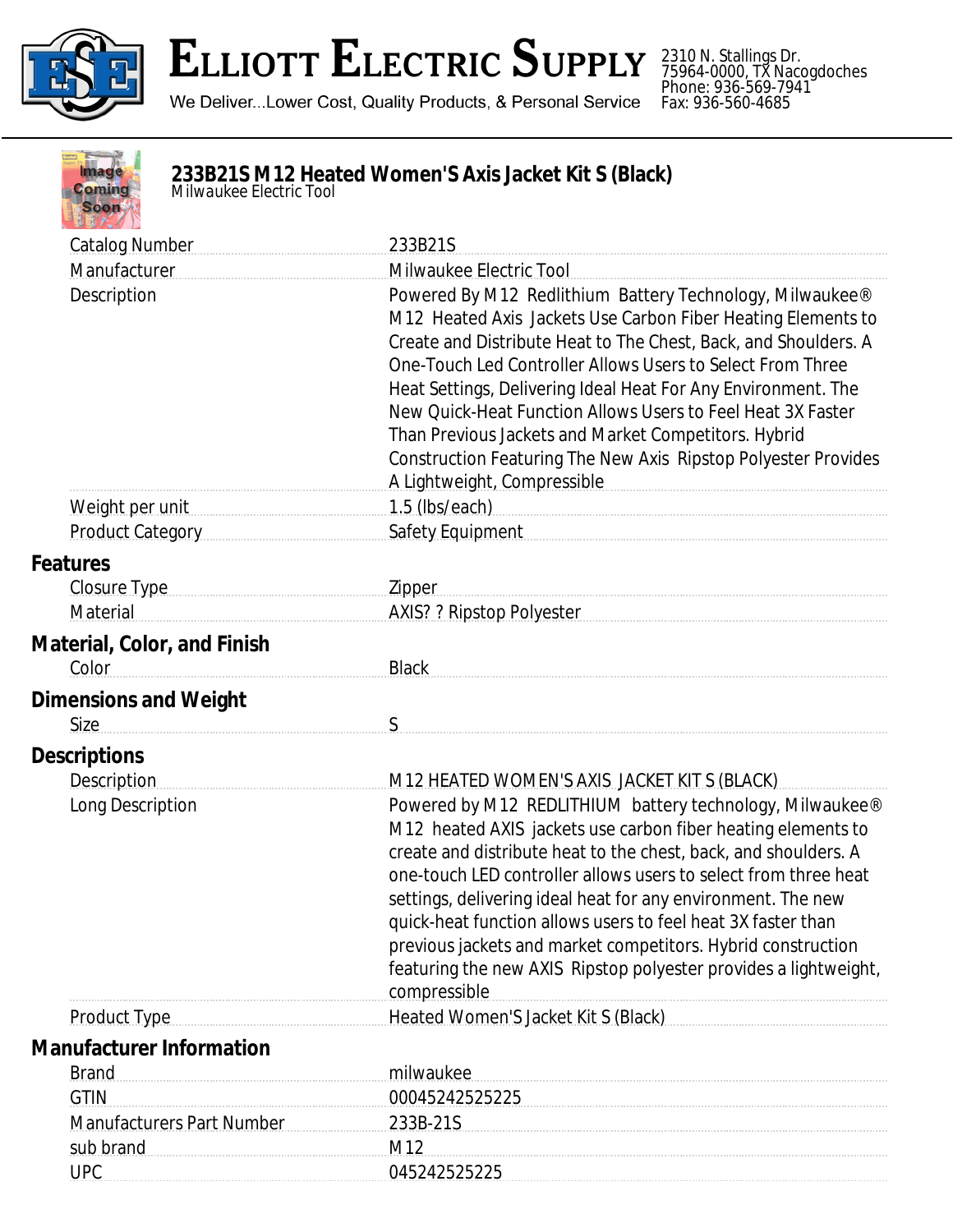# Elliott Electric Supply

We Deliver...Lower Cost, Quality Products, & Personal Service

2310 N. Stallings Dr.
75964-0000, TX Nacogdoches
Phone: 936-569-7941
Fax: 936-560-4685

## 233B21S M12 Heated Women'S Axis Jacket Kit S (Black)

Milwaukee Electric Tool

| | |
|---|---|
| Catalog Number | 233B21S |
| Manufacturer | Milwaukee Electric Tool |
| Description | Powered By M12 Redlithium Battery Technology, Milwaukee® M12 Heated Axis Jackets Use Carbon Fiber Heating Elements to Create and Distribute Heat to The Chest, Back, and Shoulders. A One-Touch Led Controller Allows Users to Select From Three Heat Settings, Delivering Ideal Heat For Any Environment. The New Quick-Heat Function Allows Users to Feel Heat 3X Faster Than Previous Jackets and Market Competitors. Hybrid Construction Featuring The New Axis Ripstop Polyester Provides A Lightweight, Compressible |
| Weight per unit | 1.5 (lbs/each) |
| Product Category | Safety Equipment |

### Features

| | |
|---|---|
| Closure Type | Zipper |
| Material | AXIS? ? Ripstop Polyester |

### Material, Color, and Finish

| | |
|---|---|
| Color | Black |

### Dimensions and Weight

| | |
|---|---|
| Size | S |

### Descriptions

| | |
|---|---|
| Description | M12 HEATED WOMEN'S AXIS JACKET KIT S (BLACK) |
| Long Description | Powered by M12 REDLITHIUM battery technology, Milwaukee® M12 heated AXIS jackets use carbon fiber heating elements to create and distribute heat to the chest, back, and shoulders. A one-touch LED controller allows users to select from three heat settings, delivering ideal heat for any environment. The new quick-heat function allows users to feel heat 3X faster than previous jackets and market competitors. Hybrid construction featuring the new AXIS Ripstop polyester provides a lightweight, compressible |
| Product Type | Heated Women'S Jacket Kit S (Black) |

### Manufacturer Information

| | |
|---|---|
| Brand | milwaukee |
| GTIN | 00045242525225 |
| Manufacturers Part Number | 233B-21S |
| sub brand | M12 |
| UPC | 045242525225 |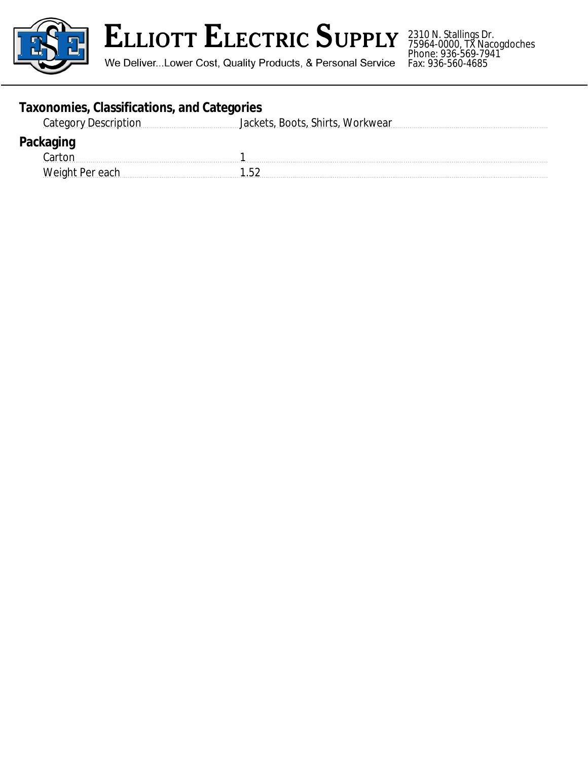## Taxonomies, Classifications, and Categories

| | |
|---|---|
| Category Description | Jackets, Boots, Shirts, Workwear |

## Packaging

| | |
|---|---|
| Carton | 1 |
| Weight Per each | 1.52 |